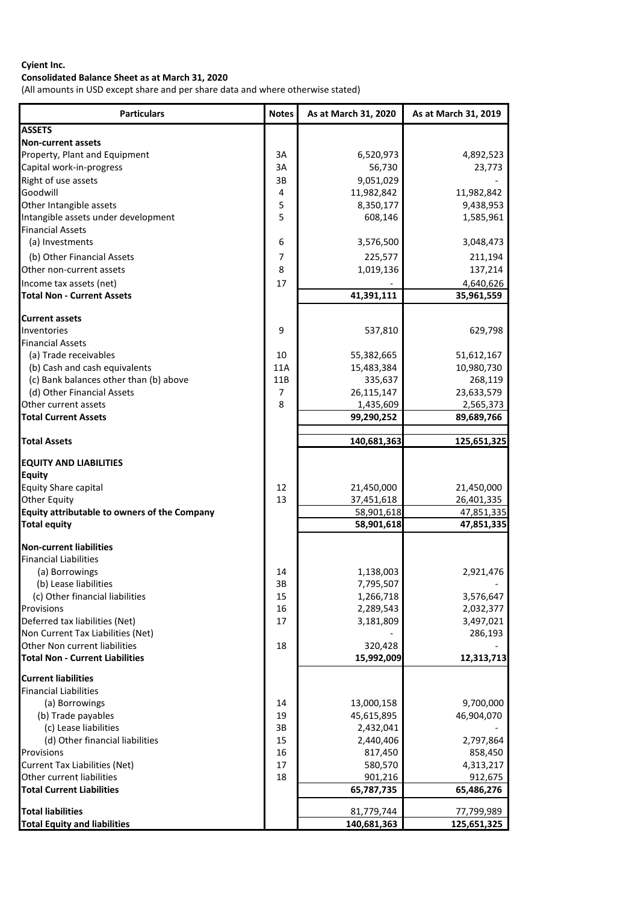**Cyient Inc.**

**Consolidated Balance Sheet as at March 31, 2020**

(All amounts in USD except share and per share data and where otherwise stated)

| Particulars | Notes | As at March 31, 2020 | As at March 31, 2019 |
|---|---|---|---|
| **ASSETS** | | | |
| **Non-current assets** | | | |
| Property, Plant and Equipment | 3A | 6,520,973 | 4,892,523 |
| Capital work-in-progress | 3A | 56,730 | 23,773 |
| Right of use assets | 3B | 9,051,029 | - |
| Goodwill | 4 | 11,982,842 | 11,982,842 |
| Other Intangible assets | 5 | 8,350,177 | 9,438,953 |
| Intangible assets under development | 5 | 608,146 | 1,585,961 |
| Financial Assets | | | |
| (a) Investments | 6 | 3,576,500 | 3,048,473 |
| (b) Other Financial Assets | 7 | 225,577 | 211,194 |
| Other non-current assets | 8 | 1,019,136 | 137,214 |
| Income tax assets (net) | 17 | - | 4,640,626 |
| **Total Non - Current Assets** | | **41,391,111** | **35,961,559** |
| **Current assets** | | | |
| Inventories | 9 | 537,810 | 629,798 |
| Financial Assets | | | |
| (a) Trade receivables | 10 | 55,382,665 | 51,612,167 |
| (b) Cash and cash equivalents | 11A | 15,483,384 | 10,980,730 |
| (c) Bank balances other than (b) above | 11B | 335,637 | 268,119 |
| (d) Other Financial Assets | 7 | 26,115,147 | 23,633,579 |
| Other current assets | 8 | 1,435,609 | 2,565,373 |
| **Total Current Assets** | | **99,290,252** | **89,689,766** |
| **Total Assets** | | **140,681,363** | **125,651,325** |
| **EQUITY AND LIABILITIES** | | | |
| **Equity** | | | |
| Equity Share capital | 12 | 21,450,000 | 21,450,000 |
| Other Equity | 13 | 37,451,618 | 26,401,335 |
| **Equity attributable to owners of the Company** | | 58,901,618 | 47,851,335 |
| **Total equity** | | **58,901,618** | **47,851,335** |
| **Non-current liabilities** | | | |
| Financial Liabilities | | | |
| (a) Borrowings | 14 | 1,138,003 | 2,921,476 |
| (b) Lease liabilities | 3B | 7,795,507 | - |
| (c) Other financial liabilities | 15 | 1,266,718 | 3,576,647 |
| Provisions | 16 | 2,289,543 | 2,032,377 |
| Deferred tax liabilities (Net) | 17 | 3,181,809 | 3,497,021 |
| Non Current Tax Liabilities (Net) | | - | 286,193 |
| Other Non current liabilities | 18 | 320,428 | - |
| **Total Non - Current Liabilities** | | **15,992,009** | **12,313,713** |
| **Current liabilities** | | | |
| Financial Liabilities | | | |
| (a) Borrowings | 14 | 13,000,158 | 9,700,000 |
| (b) Trade payables | 19 | 45,615,895 | 46,904,070 |
| (c) Lease liabilities | 3B | 2,432,041 | - |
| (d) Other financial liabilities | 15 | 2,440,406 | 2,797,864 |
| Provisions | 16 | 817,450 | 858,450 |
| Current Tax Liabilities (Net) | 17 | 580,570 | 4,313,217 |
| Other current liabilities | 18 | 901,216 | 912,675 |
| **Total Current Liabilities** | | **65,787,735** | **65,486,276** |
| **Total liabilities** | | 81,779,744 | 77,799,989 |
| **Total Equity and liabilities** | | 140,681,363 | 125,651,325 |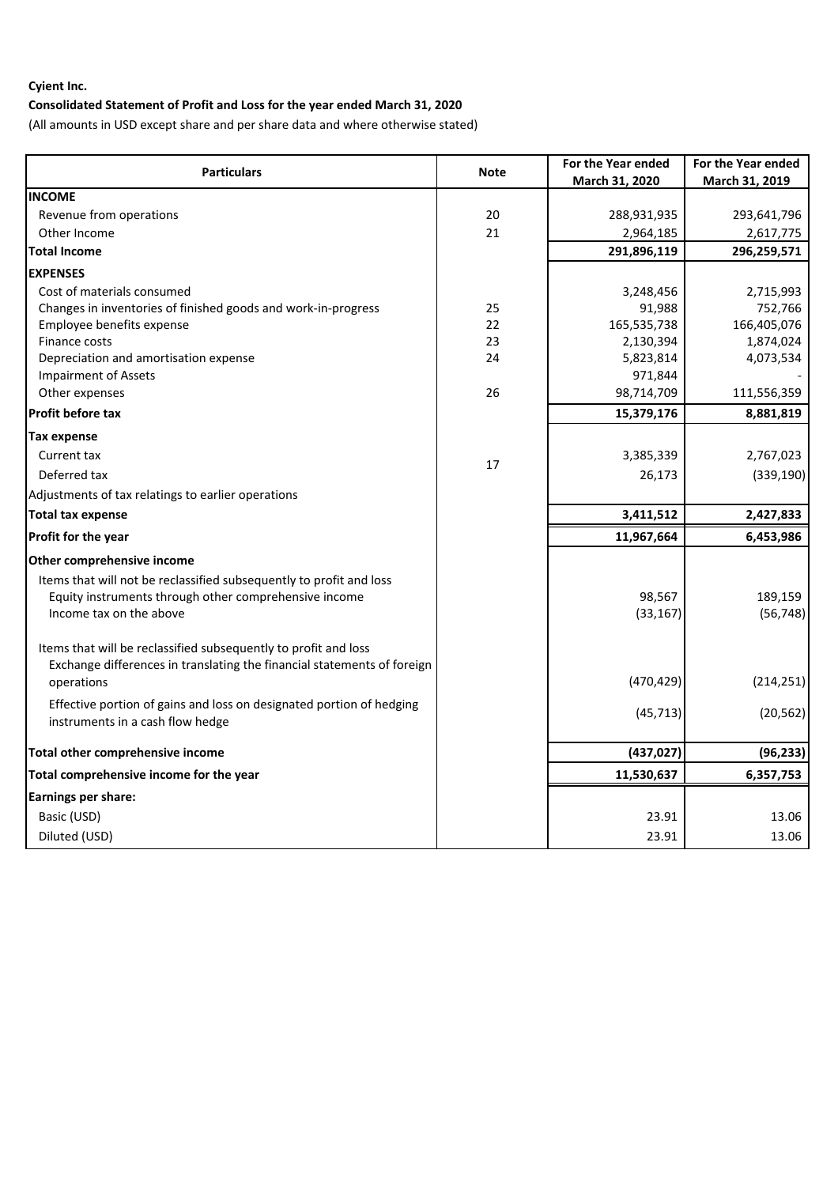**Cyient Inc.**

**Consolidated Statement of Profit and Loss for the year ended March 31, 2020**

(All amounts in USD except share and per share data and where otherwise stated)

| Particulars | Note | For the Year ended March 31, 2020 | For the Year ended March 31, 2019 |
|---|---|---|---|
| **INCOME** | | | |
| Revenue from operations | 20 | 288,931,935 | 293,641,796 |
| Other Income | 21 | 2,964,185 | 2,617,775 |
| **Total Income** | | **291,896,119** | **296,259,571** |
| **EXPENSES** | | | |
| Cost of materials consumed | | 3,248,456 | 2,715,993 |
| Changes in inventories of finished goods and work-in-progress | 25 | 91,988 | 752,766 |
| Employee benefits expense | 22 | 165,535,738 | 166,405,076 |
| Finance costs | 23 | 2,130,394 | 1,874,024 |
| Depreciation and amortisation expense | 24 | 5,823,814 | 4,073,534 |
| Impairment of Assets | | 971,844 | - |
| Other expenses | 26 | 98,714,709 | 111,556,359 |
| **Profit before tax** | | **15,379,176** | **8,881,819** |
| **Tax expense** | | | |
| Current tax | 17 | 3,385,339 | 2,767,023 |
| Deferred tax | | 26,173 | (339,190) |
| Adjustments of tax relatings to earlier operations | | | |
| **Total tax expense** | | **3,411,512** | **2,427,833** |
| **Profit for the year** | | **11,967,664** | **6,453,986** |
| **Other comprehensive income** | | | |
| Items that will not be reclassified subsequently to profit and loss | | | |
| Equity instruments through other comprehensive income | | 98,567 | 189,159 |
| Income tax on the above | | (33,167) | (56,748) |
| Items that will be reclassified subsequently to profit and loss | | | |
| Exchange differences in translating the financial statements of foreign operations | | (470,429) | (214,251) |
| Effective portion of gains and loss on designated portion of hedging instruments in a cash flow hedge | | (45,713) | (20,562) |
| **Total other comprehensive income** | | **(437,027)** | **(96,233)** |
| **Total comprehensive income for the year** | | **11,530,637** | **6,357,753** |
| **Earnings per share:** | | | |
| Basic (USD) | | 23.91 | 13.06 |
| Diluted (USD) | | 23.91 | 13.06 |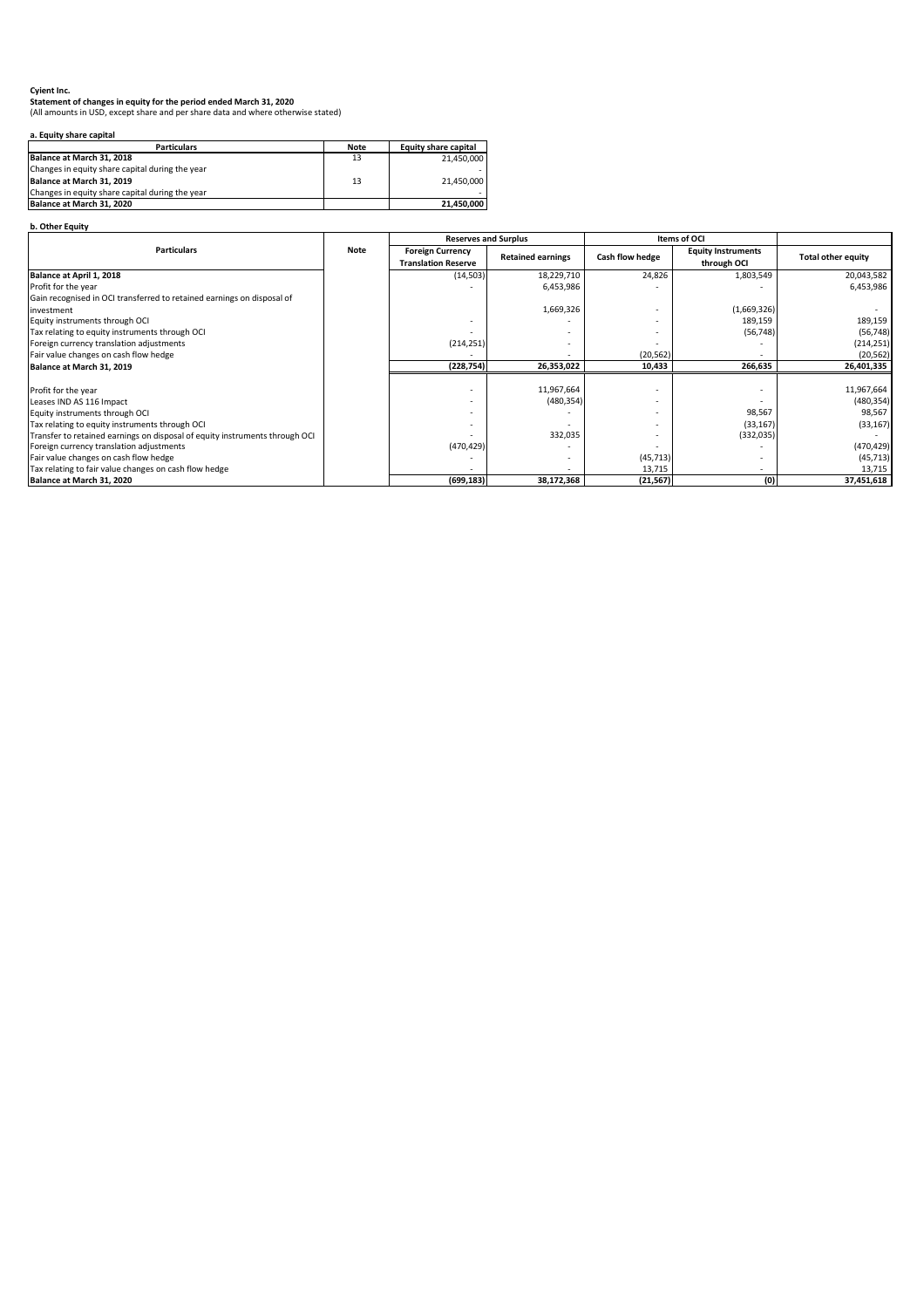**Cyient Inc.**
**Statement of changes in equity for the period ended March 31, 2020**
(All amounts in USD, except share and per share data and where otherwise stated)

**a. Equity share capital**

| Particulars | Note | Equity share capital |
|---|---|---|
| **Balance at March 31, 2018** | 13 | 21,450,000 |
| Changes in equity share capital during the year | | - |
| **Balance at March 31, 2019** | 13 | 21,450,000 |
| Changes in equity share capital during the year | | - |
| **Balance at March 31, 2020** | | **21,450,000** |

**b. Other Equity**

| Particulars | Note | Reserves and Surplus | | Items of OCI | | Total other equity |
|---|---|---|---|---|---|---|
| | | Foreign Currency Translation Reserve | Retained earnings | Cash flow hedge | Equity Instruments through OCI | |
| **Balance at April 1, 2018** | | (14,503) | 18,229,710 | 24,826 | 1,803,549 | 20,043,582 |
| Profit for the year | | - | 6,453,986 | - | - | 6,453,986 |
| Gain recognised in OCI transferred to retained earnings on disposal of investment | | | 1,669,326 | - | (1,669,326) | - |
| Equity instruments through OCI | | - | - | - | 189,159 | 189,159 |
| Tax relating to equity instruments through OCI | | - | - | - | (56,748) | (56,748) |
| Foreign currency translation adjustments | | (214,251) | - | - | - | (214,251) |
| Fair value changes on cash flow hedge | | - | - | (20,562) | - | (20,562) |
| **Balance at March 31, 2019** | | **(228,754)** | **26,353,022** | **10,433** | **266,635** | **26,401,335** |
| Profit for the year | | - | 11,967,664 | - | - | 11,967,664 |
| Leases IND AS 116 Impact | | - | (480,354) | - | - | (480,354) |
| Equity instruments through OCI | | - | - | - | 98,567 | 98,567 |
| Tax relating to equity instruments through OCI | | - | - | - | (33,167) | (33,167) |
| Transfer to retained earnings on disposal of equity instruments through OCI | | - | 332,035 | - | (332,035) | - |
| Foreign currency translation adjustments | | (470,429) | - | - | - | (470,429) |
| Fair value changes on cash flow hedge | | - | - | (45,713) | - | (45,713) |
| Tax relating to fair value changes on cash flow hedge | | - | - | 13,715 | - | 13,715 |
| **Balance at March 31, 2020** | | **(699,183)** | **38,172,368** | **(21,567)** | **(0)** | **37,451,618** |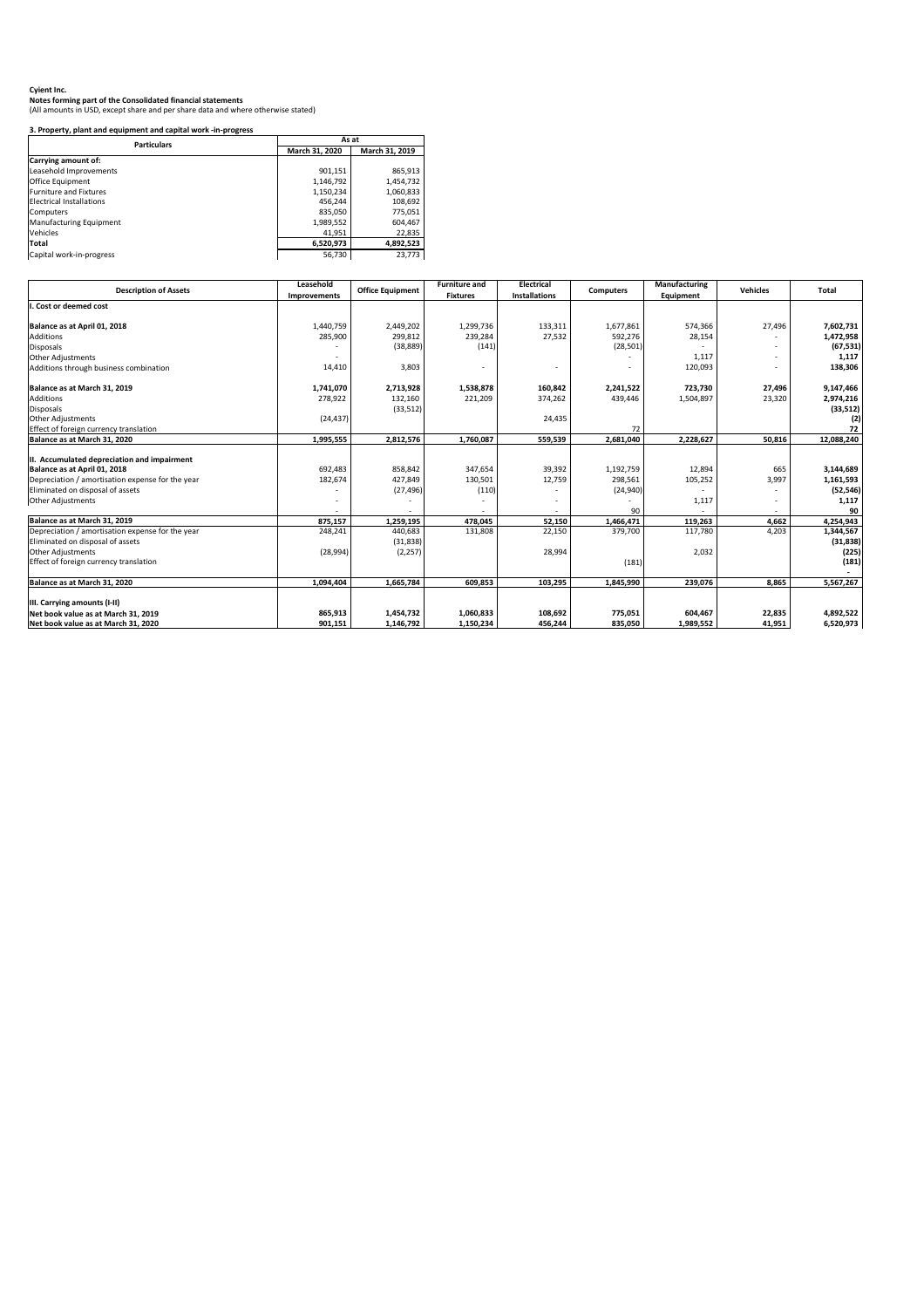**Cyient Inc.**
**Notes forming part of the Consolidated financial statements**
(All amounts in USD, except share and per share data and where otherwise stated)

**3. Property, plant and equipment and capital work -in-progress**

| Particulars | As at | |
|---|---|---|
| | March 31, 2020 | March 31, 2019 |
| **Carrying amount of:** | | |
| Leasehold Improvements | 901,151 | 865,913 |
| Office Equipment | 1,146,792 | 1,454,732 |
| Furniture and Fixtures | 1,150,234 | 1,060,833 |
| Electrical Installations | 456,244 | 108,692 |
| Computers | 835,050 | 775,051 |
| Manufacturing Equipment | 1,989,552 | 604,467 |
| Vehicles | 41,951 | 22,835 |
| **Total** | **6,520,973** | **4,892,523** |
| Capital work-in-progress | 56,730 | 23,773 |

| Description of Assets | Leasehold Improvements | Office Equipment | Furniture and Fixtures | Electrical Installations | Computers | Manufacturing Equipment | Vehicles | Total |
|---|---|---|---|---|---|---|---|---|
| **I. Cost or deemed cost** | | | | | | | | |
| **Balance as at April 01, 2018** | 1,440,759 | 2,449,202 | 1,299,736 | 133,311 | 1,677,861 | 574,366 | 27,496 | **7,602,731** |
| Additions | 285,900 | 299,812 | 239,284 | 27,532 | 592,276 | 28,154 | - | **1,472,958** |
| Disposals | - | (38,889) | (141) | | (28,501) | - | - | **(67,531)** |
| Other Adjustments | - | | | | - | 1,117 | - | **1,117** |
| Additions through business combination | 14,410 | 3,803 | - | - | - | 120,093 | - | **138,306** |
| **Balance as at March 31, 2019** | **1,741,070** | **2,713,928** | **1,538,878** | **160,842** | **2,241,522** | **723,730** | **27,496** | **9,147,466** |
| Additions | 278,922 | 132,160 | 221,209 | 374,262 | 439,446 | 1,504,897 | 23,320 | **2,974,216** |
| Disposals | | (33,512) | | | | | | **(33,512)** |
| Other Adjustments | (24,437) | | | 24,435 | | | | **(2)** |
| Effect of foreign currency translation | | | | | 72 | | | **72** |
| **Balance as at March 31, 2020** | **1,995,555** | **2,812,576** | **1,760,087** | **559,539** | **2,681,040** | **2,228,627** | **50,816** | **12,088,240** |
| **II. Accumulated depreciation and impairment** | | | | | | | | |
| **Balance as at April 01, 2018** | 692,483 | 858,842 | 347,654 | 39,392 | 1,192,759 | 12,894 | 665 | **3,144,689** |
| Depreciation / amortisation expense for the year | 182,674 | 427,849 | 130,501 | 12,759 | 298,561 | 105,252 | 3,997 | **1,161,593** |
| Eliminated on disposal of assets | - | (27,496) | (110) | - | (24,940) | - | - | **(52,546)** |
| Other Adjustments | - | - | - | - | - | 1,117 | - | **1,117** |
| | - | - | - | - | 90 | - | - | **90** |
| **Balance as at March 31, 2019** | **875,157** | **1,259,195** | **478,045** | **52,150** | **1,466,471** | **119,263** | **4,662** | **4,254,943** |
| Depreciation / amortisation expense for the year | 248,241 | 440,683 | 131,808 | 22,150 | 379,700 | 117,780 | 4,203 | **1,344,567** |
| Eliminated on disposal of assets | | (31,838) | | | | | | **(31,838)** |
| Other Adjustments | (28,994) | (2,257) | | 28,994 | | 2,032 | | **(225)** |
| Effect of foreign currency translation | | | | | (181) | | | **(181)** |
| | | | | | | | | **-** |
| **Balance as at March 31, 2020** | **1,094,404** | **1,665,784** | **609,853** | **103,295** | **1,845,990** | **239,076** | **8,865** | **5,567,267** |
| **III. Carrying amounts (I-II)** | | | | | | | | |
| **Net book value as at March 31, 2019** | **865,913** | **1,454,732** | **1,060,833** | **108,692** | **775,051** | **604,467** | **22,835** | **4,892,522** |
| **Net book value as at March 31, 2020** | **901,151** | **1,146,792** | **1,150,234** | **456,244** | **835,050** | **1,989,552** | **41,951** | **6,520,973** |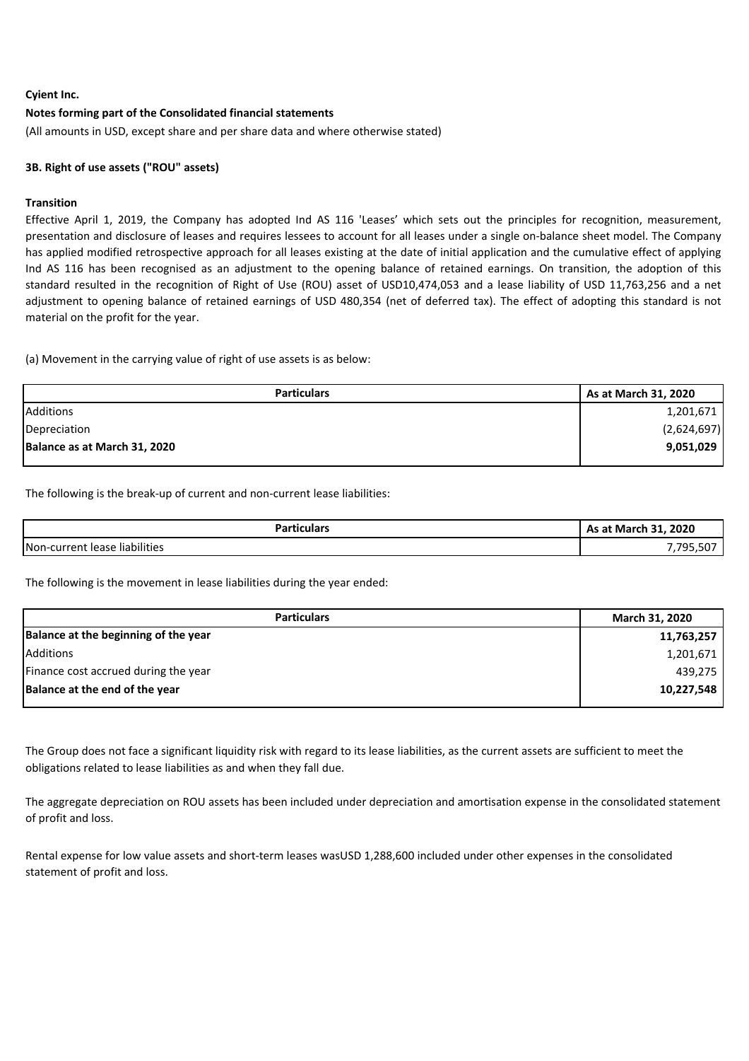**Cyient Inc.**

**Notes forming part of the Consolidated financial statements**

(All amounts in USD, except share and per share data and where otherwise stated)

**3B. Right of use assets ("ROU" assets)**

**Transition**

Effective April 1, 2019, the Company has adopted Ind AS 116 'Leases' which sets out the principles for recognition, measurement, presentation and disclosure of leases and requires lessees to account for all leases under a single on-balance sheet model. The Company has applied modified retrospective approach for all leases existing at the date of initial application and the cumulative effect of applying Ind AS 116 has been recognised as an adjustment to the opening balance of retained earnings. On transition, the adoption of this standard resulted in the recognition of Right of Use (ROU) asset of USD10,474,053 and a lease liability of USD 11,763,256 and a net adjustment to opening balance of retained earnings of USD 480,354 (net of deferred tax). The effect of adopting this standard is not material on the profit for the year.

(a) Movement in the carrying value of right of use assets is as below:

| Particulars | As at March 31, 2020 |
|---|---|
| Additions | 1,201,671 |
| Depreciation | (2,624,697) |
| **Balance as at March 31, 2020** | **9,051,029** |

The following is the break-up of current and non-current lease liabilities:

| Particulars | As at March 31, 2020 |
|---|---|
| Non-current lease liabilities | 7,795,507 |

The following is the movement in lease liabilities during the year ended:

| Particulars | March 31, 2020 |
|---|---|
| **Balance at the beginning of the year** | **11,763,257** |
| Additions | 1,201,671 |
| Finance cost accrued during the year | 439,275 |
| **Balance at the end of the year** | **10,227,548** |

The Group does not face a significant liquidity risk with regard to its lease liabilities, as the current assets are sufficient to meet the obligations related to lease liabilities as and when they fall due.

The aggregate depreciation on ROU assets has been included under depreciation and amortisation expense in the consolidated statement of profit and loss.

Rental expense for low value assets and short-term leases wasUSD 1,288,600 included under other expenses in the consolidated statement of profit and loss.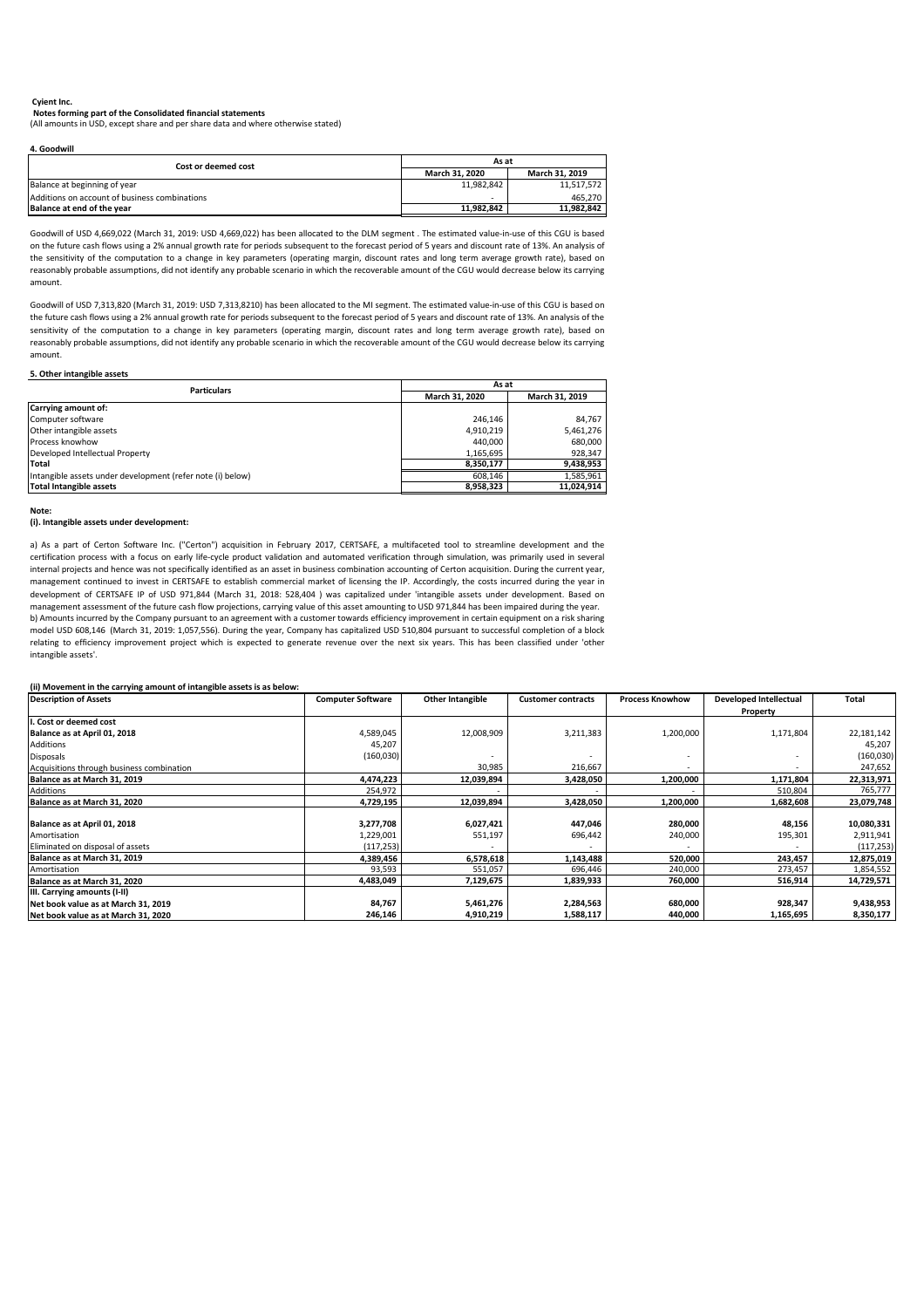**Cyient Inc.**

**Notes forming part of the Consolidated financial statements**

(All amounts in USD, except share and per share data and where otherwise stated)

**4. Goodwill**

| Cost or deemed cost | As at | |
|---|---|---|
| | March 31, 2020 | March 31, 2019 |
| Balance at beginning of year | 11,982,842 | 11,517,572 |
| Additions on account of business combinations | - | 465,270 |
| **Balance at end of the year** | **11,982,842** | **11,982,842** |

Goodwill of USD 4,669,022 (March 31, 2019: USD 4,669,022) has been allocated to the DLM segment . The estimated value-in-use of this CGU is based on the future cash flows using a 2% annual growth rate for periods subsequent to the forecast period of 5 years and discount rate of 13%. An analysis of the sensitivity of the computation to a change in key parameters (operating margin, discount rates and long term average growth rate), based on reasonably probable assumptions, did not identify any probable scenario in which the recoverable amount of the CGU would decrease below its carrying amount.

Goodwill of USD 7,313,820 (March 31, 2019: USD 7,313,8210) has been allocated to the MI segment. The estimated value-in-use of this CGU is based on the future cash flows using a 2% annual growth rate for periods subsequent to the forecast period of 5 years and discount rate of 13%. An analysis of the sensitivity of the computation to a change in key parameters (operating margin, discount rates and long term average growth rate), based on reasonably probable assumptions, did not identify any probable scenario in which the recoverable amount of the CGU would decrease below its carrying amount.

**5. Other intangible assets**

| Particulars | As at | |
|---|---|---|
| | March 31, 2020 | March 31, 2019 |
| **Carrying amount of:** | | |
| Computer software | 246,146 | 84,767 |
| Other intangible assets | 4,910,219 | 5,461,276 |
| Process knowhow | 440,000 | 680,000 |
| Developed Intellectual Property | 1,165,695 | 928,347 |
| **Total** | **8,350,177** | **9,438,953** |
| Intangible assets under development (refer note (i) below) | 608,146 | 1,585,961 |
| **Total Intangible assets** | **8,958,323** | **11,024,914** |

**Note:**

**(i). Intangible assets under development:**

a) As a part of Certon Software Inc. ("Certon") acquisition in February 2017, CERTSAFE, a multifaceted tool to streamline development and the certification process with a focus on early life-cycle product validation and automated verification through simulation, was primarily used in several internal projects and hence was not specifically identified as an asset in business combination accounting of Certon acquisition. During the current year, management continued to invest in CERTSAFE to establish commercial market of licensing the IP. Accordingly, the costs incurred during the year in development of CERTSAFE IP of USD 971,844 (March 31, 2018: 528,404 ) was capitalized under 'intangible assets under development. Based on management assessment of the future cash flow projections, carrying value of this asset amounting to USD 971,844 has been impaired during the year.

b) Amounts incurred by the Company pursuant to an agreement with a customer towards efficiency improvement in certain equipment on a risk sharing model USD 608,146 (March 31, 2019: 1,057,556). During the year, Company has capitalized USD 510,804 pursuant to successful completion of a block relating to efficiency improvement project which is expected to generate revenue over the next six years. This has been classified under 'other intangible assets'.

**(ii) Movement in the carrying amount of intangible assets is as below:**

| Description of Assets | Computer Software | Other Intangible | Customer contracts | Process Knowhow | Developed Intellectual Property | Total |
|---|---|---|---|---|---|---|
| **I. Cost or deemed cost** | | | | | | |
| **Balance as at April 01, 2018** | 4,589,045 | 12,008,909 | 3,211,383 | 1,200,000 | 1,171,804 | 22,181,142 |
| Additions | 45,207 | | | | | 45,207 |
| Disposals | (160,030) | - | - | - | - | (160,030) |
| Acquisitions through business combination | | 30,985 | 216,667 | - | - | 247,652 |
| **Balance as at March 31, 2019** | **4,474,223** | **12,039,894** | **3,428,050** | **1,200,000** | **1,171,804** | **22,313,971** |
| Additions | 254,972 | - | - | - | 510,804 | 765,777 |
| **Balance as at March 31, 2020** | **4,729,195** | **12,039,894** | **3,428,050** | **1,200,000** | **1,682,608** | **23,079,748** |
| | | | | | | |
| **Balance as at April 01, 2018** | **3,277,708** | **6,027,421** | **447,046** | **280,000** | **48,156** | **10,080,331** |
| Amortisation | 1,229,001 | 551,197 | 696,442 | 240,000 | 195,301 | 2,911,941 |
| Eliminated on disposal of assets | (117,253) | - | - | - | - | (117,253) |
| **Balance as at March 31, 2019** | **4,389,456** | **6,578,618** | **1,143,488** | **520,000** | **243,457** | **12,875,019** |
| Amortisation | 93,593 | 551,057 | 696,446 | 240,000 | 273,457 | 1,854,552 |
| **Balance as at March 31, 2020** | **4,483,049** | **7,129,675** | **1,839,933** | **760,000** | **516,914** | **14,729,571** |
| **III. Carrying amounts (I-II)** | | | | | | |
| **Net book value as at March 31, 2019** | **84,767** | **5,461,276** | **2,284,563** | **680,000** | **928,347** | **9,438,953** |
| **Net book value as at March 31, 2020** | **246,146** | **4,910,219** | **1,588,117** | **440,000** | **1,165,695** | **8,350,177** |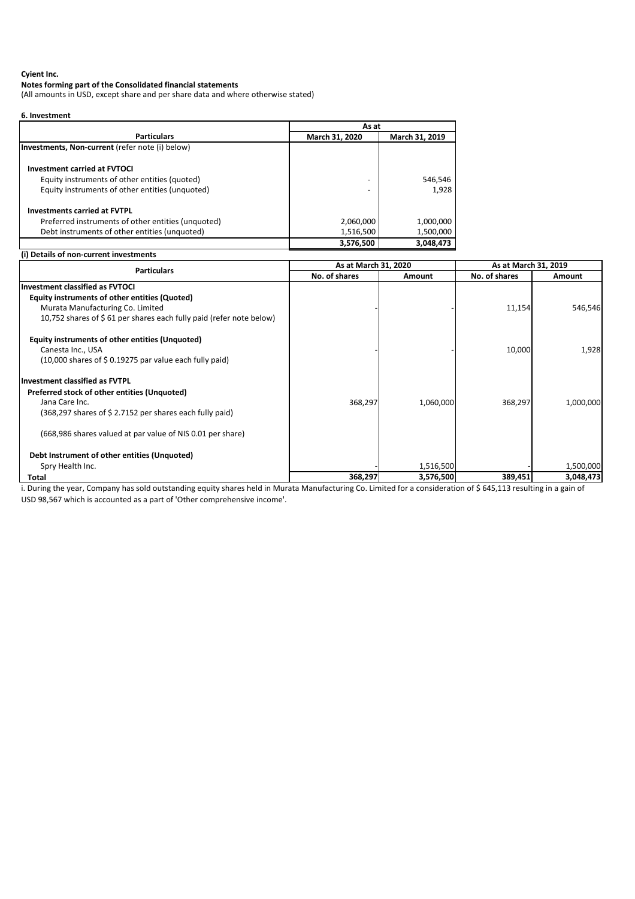**Cyient Inc.**

**Notes forming part of the Consolidated financial statements**

(All amounts in USD, except share and per share data and where otherwise stated)

**6. Investment**

| Particulars | As at March 31, 2020 | As at March 31, 2019 |
|---|---|---|
| **Investments, Non-current** (refer note (i) below) | | |
| **Investment carried at FVTOCI** | | |
| Equity instruments of other entities (quoted) | - | 546,546 |
| Equity instruments of other entities (unquoted) | - | 1,928 |
| **Investments carried at FVTPL** | | |
| Preferred instruments of other entities (unquoted) | 2,060,000 | 1,000,000 |
| Debt instruments of other entities (unquoted) | 1,516,500 | 1,500,000 |
| | **3,576,500** | **3,048,473** |

**(i) Details of non-current investments**

| Particulars | As at March 31, 2020 | | As at March 31, 2019 | |
|---|---|---|---|---|
| | No. of shares | Amount | No. of shares | Amount |
| **Investment classified as FVTOCI** | | | | |
| **Equity instruments of other entities (Quoted)** | | | | |
| Murata Manufacturing Co. Limited<br>10,752 shares of $ 61 per shares each fully paid (refer note below) | - | - | 11,154 | 546,546 |
| **Equity instruments of other entities (Unquoted)** | | | | |
| Canesta Inc., USA<br>(10,000 shares of $ 0.19275 par value each fully paid) | - | - | 10,000 | 1,928 |
| **Investment classified as FVTPL** | | | | |
| **Preferred stock of other entities (Unquoted)** | | | | |
| Jana Care Inc.<br>(368,297 shares of $ 2.7152 per shares each fully paid) | 368,297 | 1,060,000 | 368,297 | 1,000,000 |
| (668,986 shares valued at par value of NIS 0.01 per share) | | | | |
| **Debt Instrument of other entities (Unquoted)** | | | | |
| Spry Health Inc. | - | 1,516,500 | - | 1,500,000 |
| **Total** | **368,297** | **3,576,500** | **389,451** | **3,048,473** |

i. During the year, Company has sold outstanding equity shares held in Murata Manufacturing Co. Limited for a consideration of $ 645,113 resulting in a gain of USD 98,567 which is accounted as a part of 'Other comprehensive income'.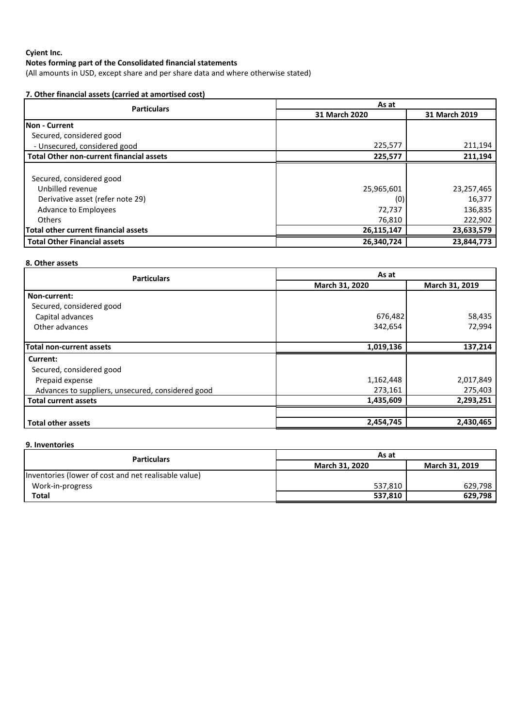**Cyient Inc.**

**Notes forming part of the Consolidated financial statements**

(All amounts in USD, except share and per share data and where otherwise stated)

**7. Other financial assets (carried at amortised cost)**

| Particulars | As at | |
|---|---|---|
| | 31 March 2020 | 31 March 2019 |
| **Non - Current** | | |
| Secured, considered good | | |
| - Unsecured, considered good | 225,577 | 211,194 |
| **Total Other non-current financial assets** | **225,577** | **211,194** |
| | | |
| Secured, considered good | | |
| Unbilled revenue | 25,965,601 | 23,257,465 |
| Derivative asset (refer note 29) | (0) | 16,377 |
| Advance to Employees | 72,737 | 136,835 |
| Others | 76,810 | 222,902 |
| **Total other current financial assets** | **26,115,147** | **23,633,579** |
| **Total Other Financial assets** | **26,340,724** | **23,844,773** |

**8. Other assets**

| Particulars | As at | |
|---|---|---|
| | March 31, 2020 | March 31, 2019 |
| **Non-current:** | | |
| Secured, considered good | | |
| Capital advances | 676,482 | 58,435 |
| Other advances | 342,654 | 72,994 |
| **Total non-current assets** | **1,019,136** | **137,214** |
| **Current:** | | |
| Secured, considered good | | |
| Prepaid expense | 1,162,448 | 2,017,849 |
| Advances to suppliers, unsecured, considered good | 273,161 | 275,403 |
| **Total current assets** | **1,435,609** | **2,293,251** |
| | | |
| **Total other assets** | **2,454,745** | **2,430,465** |

**9. Inventories**

| Particulars | As at | |
|---|---|---|
| | March 31, 2020 | March 31, 2019 |
| Inventories (lower of cost and net realisable value) | | |
| Work-in-progress | 537,810 | 629,798 |
| **Total** | **537,810** | **629,798** |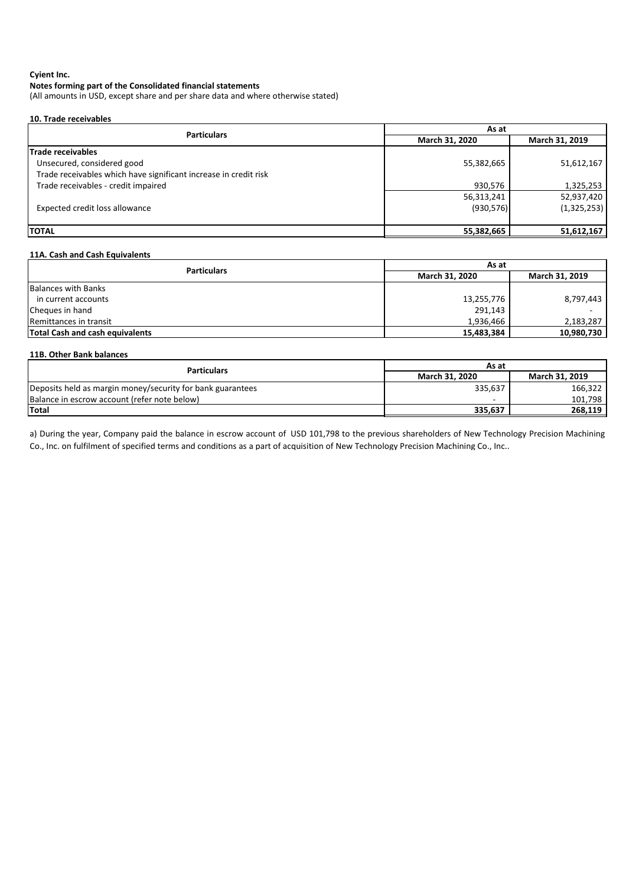**Cyient Inc.**

**Notes forming part of the Consolidated financial statements**

(All amounts in USD, except share and per share data and where otherwise stated)

**10. Trade receivables**

| Particulars | As at | |
|---|---|---|
| | March 31, 2020 | March 31, 2019 |
| **Trade receivables** | | |
| Unsecured, considered good | 55,382,665 | 51,612,167 |
| Trade receivables which have significant increase in credit risk | | |
| Trade receivables - credit impaired | 930,576 | 1,325,253 |
| | 56,313,241 | 52,937,420 |
| Expected credit loss allowance | (930,576) | (1,325,253) |
| **TOTAL** | **55,382,665** | **51,612,167** |

**11A. Cash and Cash Equivalents**

| Particulars | As at | |
|---|---|---|
| | March 31, 2020 | March 31, 2019 |
| Balances with Banks | | |
| in current accounts | 13,255,776 | 8,797,443 |
| Cheques in hand | 291,143 | - |
| Remittances in transit | 1,936,466 | 2,183,287 |
| **Total Cash and cash equivalents** | **15,483,384** | **10,980,730** |

**11B. Other Bank balances**

| Particulars | As at | |
|---|---|---|
| | March 31, 2020 | March 31, 2019 |
| Deposits held as margin money/security for bank guarantees | 335,637 | 166,322 |
| Balance in escrow account (refer note below) | - | 101,798 |
| **Total** | **335,637** | **268,119** |

a) During the year, Company paid the balance in escrow account of USD 101,798 to the previous shareholders of New Technology Precision Machining Co., Inc. on fulfilment of specified terms and conditions as a part of acquisition of New Technology Precision Machining Co., Inc..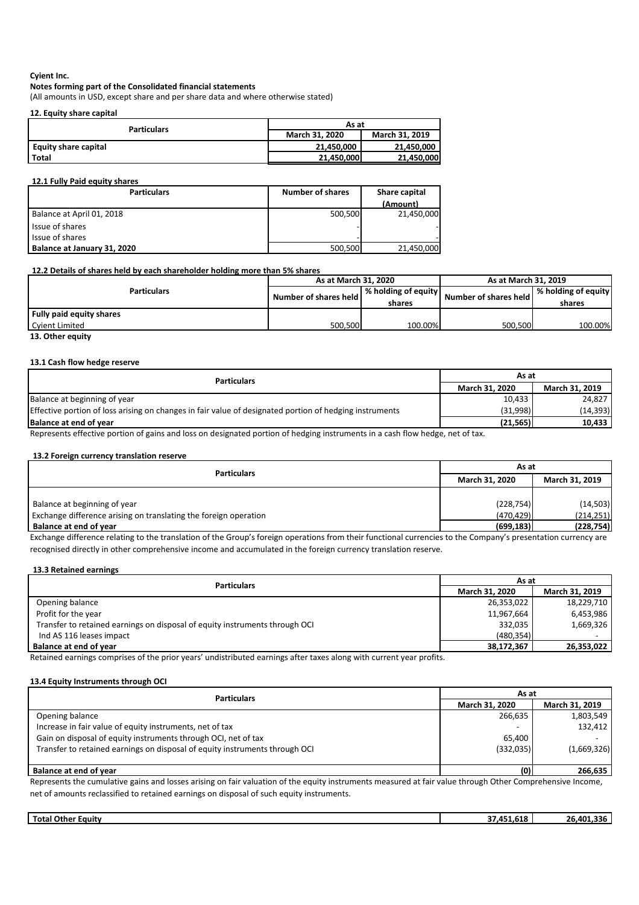**Cyient Inc.**

**Notes forming part of the Consolidated financial statements**

(All amounts in USD, except share and per share data and where otherwise stated)

**12. Equity share capital**

| Particulars | As at | |
|---|---|---|
| | March 31, 2020 | March 31, 2019 |
| **Equity share capital** | **21,450,000** | **21,450,000** |
| **Total** | **21,450,000** | **21,450,000** |

**12.1 Fully Paid equity shares**

| Particulars | Number of shares | Share capital (Amount) |
|---|---|---|
| Balance at April 01, 2018 | 500,500 | 21,450,000 |
| Issue of shares | - | - |
| Issue of shares | - | - |
| **Balance at January 31, 2020** | 500,500 | 21,450,000 |

**12.2 Details of shares held by each shareholder holding more than 5% shares**

| Particulars | As at March 31, 2020 | | As at March 31, 2019 | |
|---|---|---|---|---|
| | Number of shares held | % holding of equity shares | Number of shares held | % holding of equity shares |
| **Fully paid equity shares** | | | | |
| Cyient Limited | 500,500 | 100.00% | 500,500 | 100.00% |

**13. Other equity**

**13.1 Cash flow hedge reserve**

| Particulars | As at | |
|---|---|---|
| | March 31, 2020 | March 31, 2019 |
| Balance at beginning of year | 10,433 | 24,827 |
| Effective portion of loss arising on changes in fair value of designated portion of hedging instruments | (31,998) | (14,393) |
| **Balance at end of year** | **(21,565)** | **10,433** |

Represents effective portion of gains and loss on designated portion of hedging instruments in a cash flow hedge, net of tax.

**13.2 Foreign currency translation reserve**

| Particulars | As at | |
|---|---|---|
| | March 31, 2020 | March 31, 2019 |
| Balance at beginning of year | (228,754) | (14,503) |
| Exchange difference arising on translating the foreign operation | (470,429) | (214,251) |
| **Balance at end of year** | **(699,183)** | **(228,754)** |

Exchange difference relating to the translation of the Group's foreign operations from their functional currencies to the Company's presentation currency are recognised directly in other comprehensive income and accumulated in the foreign currency translation reserve.

**13.3 Retained earnings**

| Particulars | As at | |
|---|---|---|
| | March 31, 2020 | March 31, 2019 |
| Opening balance | 26,353,022 | 18,229,710 |
| Profit for the year | 11,967,664 | 6,453,986 |
| Transfer to retained earnings on disposal of equity instruments through OCI | 332,035 | 1,669,326 |
| Ind AS 116 leases impact | (480,354) | - |
| **Balance at end of year** | **38,172,367** | **26,353,022** |

Retained earnings comprises of the prior years' undistributed earnings after taxes along with current year profits.

**13.4 Equity Instruments through OCI**

| Particulars | As at | |
|---|---|---|
| | March 31, 2020 | March 31, 2019 |
| Opening balance | 266,635 | 1,803,549 |
| Increase in fair value of equity instruments, net of tax | - | 132,412 |
| Gain on disposal of equity instruments through OCI, net of tax | 65,400 | - |
| Transfer to retained earnings on disposal of equity instruments through OCI | (332,035) | (1,669,326) |
| **Balance at end of year** | **(0)** | **266,635** |

Represents the cumulative gains and losses arising on fair valuation of the equity instruments measured at fair value through Other Comprehensive Income, net of amounts reclassified to retained earnings on disposal of such equity instruments.

| **Total Other Equity** | **37,451,618** | **26,401,336** |
|---|---|---|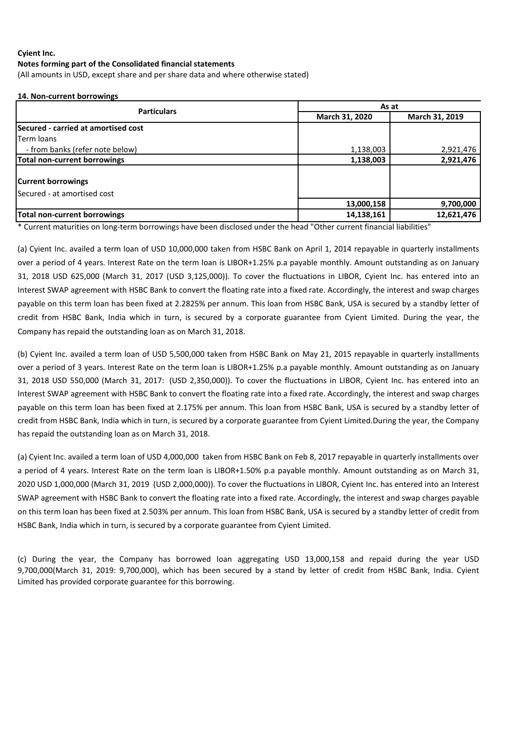**Cyient Inc.**

**Notes forming part of the Consolidated financial statements**

(All amounts in USD, except share and per share data and where otherwise stated)

**14. Non-current borrowings**

| Particulars | As at | |
|---|---|---|
| | **March 31, 2020** | **March 31, 2019** |
| **Secured - carried at amortised cost** | | |
| Term loans | | |
| - from banks (refer note below) | 1,138,003 | 2,921,476 |
| **Total non-current borrowings** | **1,138,003** | **2,921,476** |
| **Current borrowings** | | |
| Secured - at amortised cost | | |
| | **13,000,158** | **9,700,000** |
| **Total non-current borrowings** | **14,138,161** | **12,621,476** |

* Current maturities on long-term borrowings have been disclosed under the head "Other current financial liabilities"

(a) Cyient Inc. availed a term loan of USD 10,000,000 taken from HSBC Bank on April 1, 2014 repayable in quarterly installments over a period of 4 years. Interest Rate on the term loan is LIBOR+1.25% p.a payable monthly. Amount outstanding as on January 31, 2018 USD 625,000 (March 31, 2017 (USD 3,125,000)). To cover the fluctuations in LIBOR, Cyient Inc. has entered into an Interest SWAP agreement with HSBC Bank to convert the floating rate into a fixed rate. Accordingly, the interest and swap charges payable on this term loan has been fixed at 2.2825% per annum. This loan from HSBC Bank, USA is secured by a standby letter of credit from HSBC Bank, India which in turn, is secured by a corporate guarantee from Cyient Limited. During the year, the Company has repaid the outstanding loan as on March 31, 2018.

(b) Cyient Inc. availed a term loan of USD 5,500,000 taken from HSBC Bank on May 21, 2015 repayable in quarterly installments over a period of 3 years. Interest Rate on the term loan is LIBOR+1.25% p.a payable monthly. Amount outstanding as on January 31, 2018 USD 550,000 (March 31, 2017: (USD 2,350,000)). To cover the fluctuations in LIBOR, Cyient Inc. has entered into an Interest SWAP agreement with HSBC Bank to convert the floating rate into a fixed rate. Accordingly, the interest and swap charges payable on this term loan has been fixed at 2.175% per annum. This loan from HSBC Bank, USA is secured by a standby letter of credit from HSBC Bank, India which in turn, is secured by a corporate guarantee from Cyient Limited.During the year, the Company has repaid the outstanding loan as on March 31, 2018.

(a) Cyient Inc. availed a term loan of USD 4,000,000 taken from HSBC Bank on Feb 8, 2017 repayable in quarterly installments over a period of 4 years. Interest Rate on the term loan is LIBOR+1.50% p.a payable monthly. Amount outstanding as on March 31, 2020 USD 1,000,000 (March 31, 2019 (USD 2,000,000)). To cover the fluctuations in LIBOR, Cyient Inc. has entered into an Interest SWAP agreement with HSBC Bank to convert the floating rate into a fixed rate. Accordingly, the interest and swap charges payable on this term loan has been fixed at 2.503% per annum. This loan from HSBC Bank, USA is secured by a standby letter of credit from HSBC Bank, India which in turn, is secured by a corporate guarantee from Cyient Limited.

(c) During the year, the Company has borrowed loan aggregating USD 13,000,158 and repaid during the year USD 9,700,000(March 31, 2019: 9,700,000), which has been secured by a stand by letter of credit from HSBC Bank, India. Cyient Limited has provided corporate guarantee for this borrowing.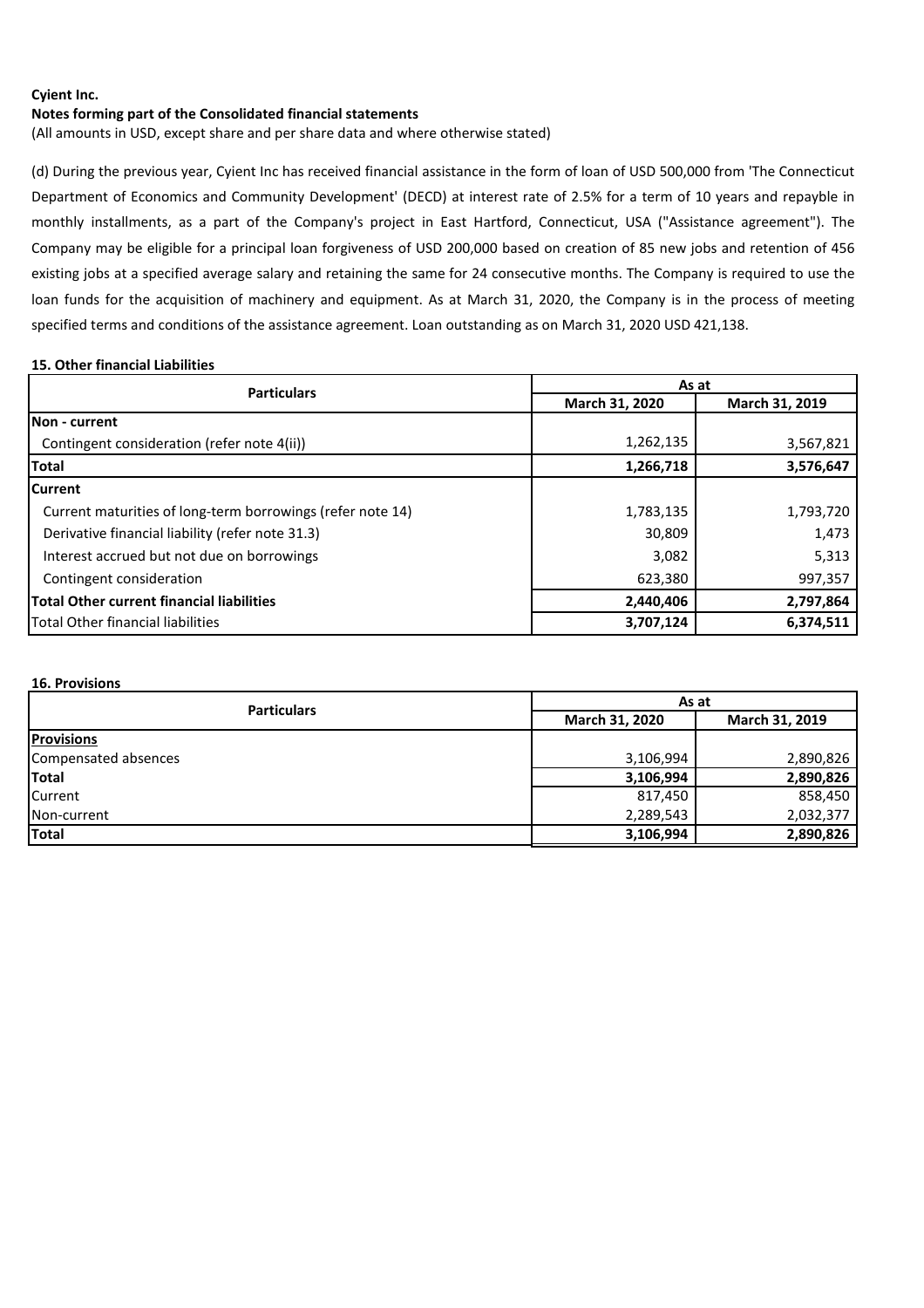**Cyient Inc.**

**Notes forming part of the Consolidated financial statements**

(All amounts in USD, except share and per share data and where otherwise stated)

(d) During the previous year, Cyient Inc has received financial assistance in the form of loan of USD 500,000 from 'The Connecticut Department of Economics and Community Development' (DECD) at interest rate of 2.5% for a term of 10 years and repayble in monthly installments, as a part of the Company's project in East Hartford, Connecticut, USA ("Assistance agreement"). The Company may be eligible for a principal loan forgiveness of USD 200,000 based on creation of 85 new jobs and retention of 456 existing jobs at a specified average salary and retaining the same for 24 consecutive months. The Company is required to use the loan funds for the acquisition of machinery and equipment. As at March 31, 2020, the Company is in the process of meeting specified terms and conditions of the assistance agreement. Loan outstanding as on March 31, 2020 USD 421,138.

**15. Other financial Liabilities**

| Particulars | As at | |
|---|---|---|
| | March 31, 2020 | March 31, 2019 |
| **Non - current** | | |
| Contingent consideration (refer note 4(ii)) | 1,262,135 | 3,567,821 |
| **Total** | **1,266,718** | **3,576,647** |
| **Current** | | |
| Current maturities of long-term borrowings (refer note 14) | 1,783,135 | 1,793,720 |
| Derivative financial liability (refer note 31.3) | 30,809 | 1,473 |
| Interest accrued but not due on borrowings | 3,082 | 5,313 |
| Contingent consideration | 623,380 | 997,357 |
| **Total Other current financial liabilities** | **2,440,406** | **2,797,864** |
| Total Other financial liabilities | **3,707,124** | **6,374,511** |

**16. Provisions**

| Particulars | As at | |
|---|---|---|
| | March 31, 2020 | March 31, 2019 |
| **Provisions** | | |
| Compensated absences | 3,106,994 | 2,890,826 |
| **Total** | **3,106,994** | **2,890,826** |
| Current | 817,450 | 858,450 |
| Non-current | 2,289,543 | 2,032,377 |
| **Total** | **3,106,994** | **2,890,826** |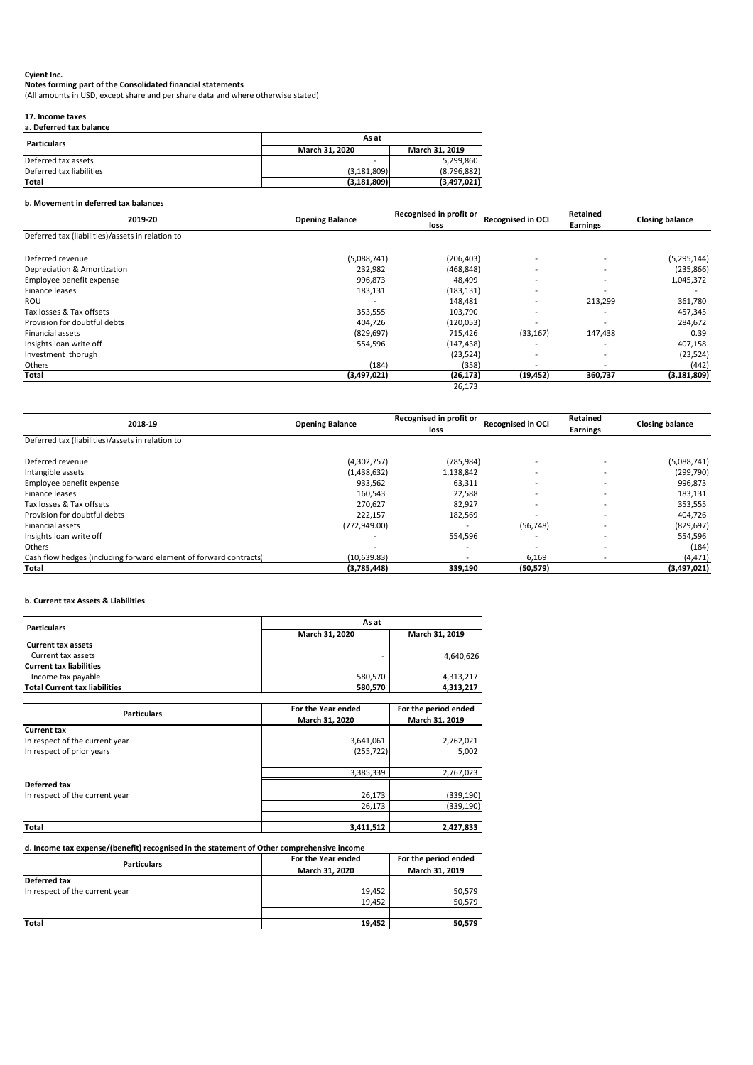**Cyient Inc.**
**Notes forming part of the Consolidated financial statements**
(All amounts in USD, except share and per share data and where otherwise stated)

**17. Income taxes**

**a. Deferred tax balance**

| Particulars | As at | |
|---|---|---|
| | March 31, 2020 | March 31, 2019 |
| Deferred tax assets | - | 5,299,860 |
| Deferred tax liabilities | (3,181,809) | (8,796,882) |
| **Total** | **(3,181,809)** | **(3,497,021)** |

**b. Movement in deferred tax balances**

| 2019-20 | Opening Balance | Recognised in profit or loss | Recognised in OCI | Retained Earnings | Closing balance |
|---|---|---|---|---|---|
| Deferred tax (liabilities)/assets in relation to | | | | | |
| Deferred revenue | (5,088,741) | (206,403) | - | - | (5,295,144) |
| Depreciation & Amortization | 232,982 | (468,848) | - | - | (235,866) |
| Employee benefit expense | 996,873 | 48,499 | - | - | 1,045,372 |
| Finance leases | 183,131 | (183,131) | - | - | - |
| ROU | - | 148,481 | - | 213,299 | 361,780 |
| Tax losses & Tax offsets | 353,555 | 103,790 | - | - | 457,345 |
| Provision for doubtful debts | 404,726 | (120,053) | - | - | 284,672 |
| Financial assets | (829,697) | 715,426 | (33,167) | 147,438 | 0.39 |
| Insights loan write off | 554,596 | (147,438) | - | - | 407,158 |
| Investment thorugh | | (23,524) | - | - | (23,524) |
| Others | (184) | (358) | - | - | (442) |
| **Total** | **(3,497,021)** | **(26,173)** | **(19,452)** | **360,737** | **(3,181,809)** |
| | | 26,173 | | | |

| 2018-19 | Opening Balance | Recognised in profit or loss | Recognised in OCI | Retained Earnings | Closing balance |
|---|---|---|---|---|---|
| Deferred tax (liabilities)/assets in relation to | | | | | |
| Deferred revenue | (4,302,757) | (785,984) | - | - | (5,088,741) |
| Intangible assets | (1,438,632) | 1,138,842 | - | - | (299,790) |
| Employee benefit expense | 933,562 | 63,311 | - | - | 996,873 |
| Finance leases | 160,543 | 22,588 | - | - | 183,131 |
| Tax losses & Tax offsets | 270,627 | 82,927 | - | - | 353,555 |
| Provision for doubtful debts | 222,157 | 182,569 | - | - | 404,726 |
| Financial assets | (772,949.00) | - | (56,748) | - | (829,697) |
| Insights loan write off | - | 554,596 | - | - | 554,596 |
| Others | - | - | - | - | (184) |
| Cash flow hedges (including forward element of forward contracts) | (10,639.83) | - | 6,169 | - | (4,471) |
| **Total** | **(3,785,448)** | **339,190** | **(50,579)** | | **(3,497,021)** |

**b. Current tax Assets & Liabilities**

| Particulars | As at | |
|---|---|---|
| | March 31, 2020 | March 31, 2019 |
| **Current tax assets** | | |
| Current tax assets | - | 4,640,626 |
| **Current tax liabilities** | | |
| Income tax payable | 580,570 | 4,313,217 |
| **Total Current tax liabilities** | **580,570** | **4,313,217** |

| Particulars | For the Year ended March 31, 2020 | For the period ended March 31, 2019 |
|---|---|---|
| **Current tax** | | |
| In respect of the current year | 3,641,061 | 2,762,021 |
| In respect of prior years | (255,722) | 5,002 |
| | 3,385,339 | 2,767,023 |
| **Deferred tax** | | |
| In respect of the current year | 26,173 | (339,190) |
| | 26,173 | (339,190) |
| **Total** | **3,411,512** | **2,427,833** |

**d. Income tax expense/(benefit) recognised in the statement of Other comprehensive income**

| Particulars | For the Year ended March 31, 2020 | For the period ended March 31, 2019 |
|---|---|---|
| **Deferred tax** | | |
| In respect of the current year | 19,452 | 50,579 |
| | 19,452 | 50,579 |
| **Total** | **19,452** | **50,579** |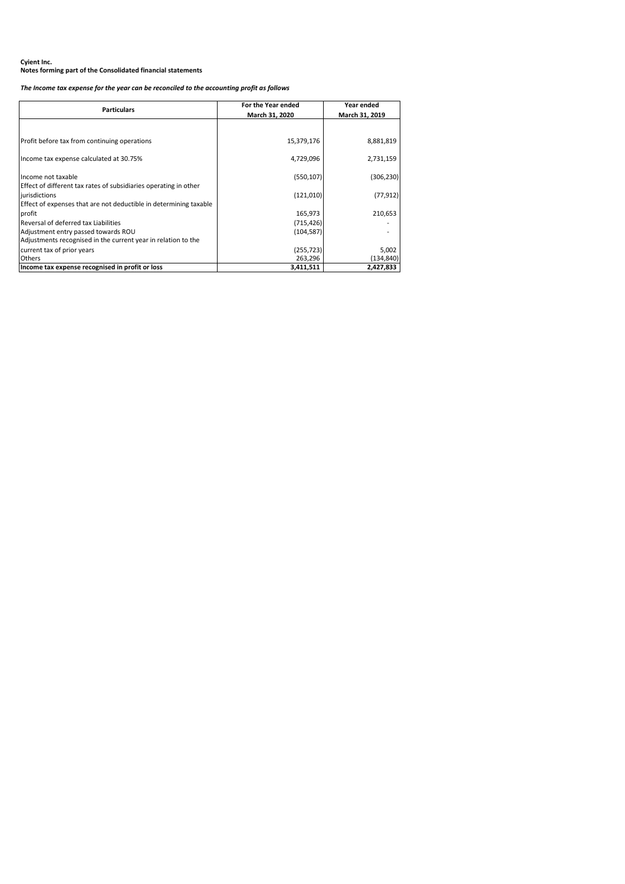**Cyient Inc.**
**Notes forming part of the Consolidated financial statements**

***The Income tax expense for the year can be reconciled to the accounting profit as follows***

| Particulars | For the Year ended March 31, 2020 | Year ended March 31, 2019 |
|---|---|---|
| Profit before tax from continuing operations | 15,379,176 | 8,881,819 |
| Income tax expense calculated at 30.75% | 4,729,096 | 2,731,159 |
| Income not taxable | (550,107) | (306,230) |
| Effect of different tax rates of subsidiaries operating in other jurisdictions | (121,010) | (77,912) |
| Effect of expenses that are not deductible in determining taxable profit | 165,973 | 210,653 |
| Reversal of deferred tax Liabilities | (715,426) | - |
| Adjustment entry passed towards ROU | (104,587) | - |
| Adjustments recognised in the current year in relation to the current tax of prior years | (255,723) | 5,002 |
| Others | 263,296 | (134,840) |
| **Income tax expense recognised in profit or loss** | **3,411,511** | **2,427,833** |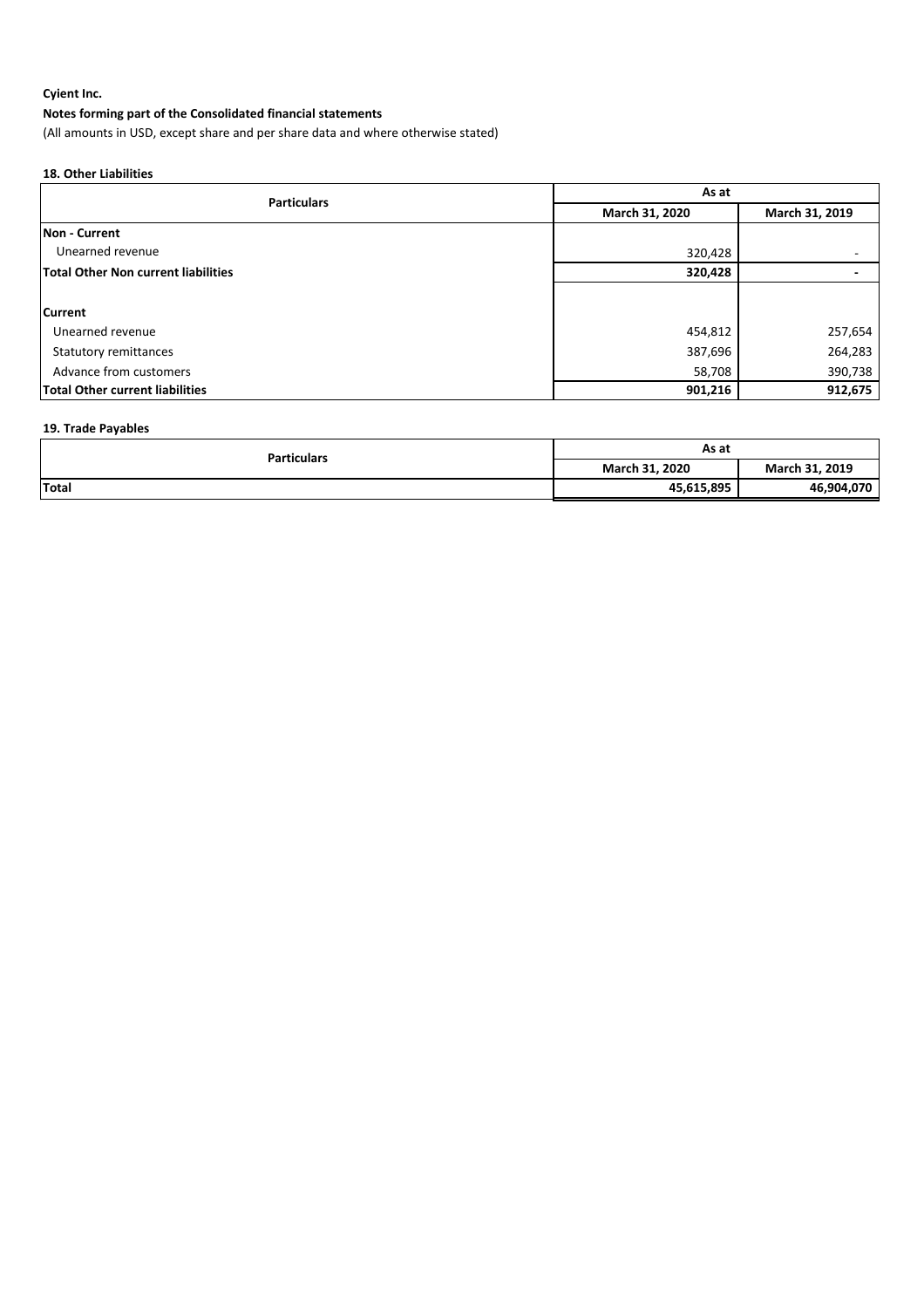**Cyient Inc.**

**Notes forming part of the Consolidated financial statements**

(All amounts in USD, except share and per share data and where otherwise stated)

### 18. Other Liabilities

| Particulars | As at | |
|---|---|---|
| | **March 31, 2020** | **March 31, 2019** |
| **Non - Current** | | |
| Unearned revenue | 320,428 | - |
| **Total Other Non current liabilities** | **320,428** | **-** |
| **Current** | | |
| Unearned revenue | 454,812 | 257,654 |
| Statutory remittances | 387,696 | 264,283 |
| Advance from customers | 58,708 | 390,738 |
| **Total Other current liabilities** | **901,216** | **912,675** |

### 19. Trade Payables

| Particulars | As at | |
|---|---|---|
| | **March 31, 2020** | **March 31, 2019** |
| **Total** | **45,615,895** | **46,904,070** |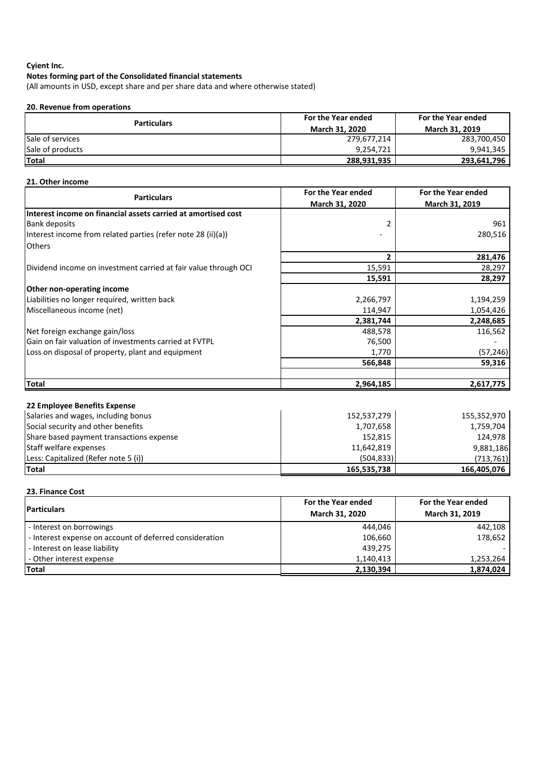**Cyient Inc.**

**Notes forming part of the Consolidated financial statements**

(All amounts in USD, except share and per share data and where otherwise stated)

**20. Revenue from operations**

| Particulars | For the Year ended March 31, 2020 | For the Year ended March 31, 2019 |
|---|---|---|
| Sale of services | 279,677,214 | 283,700,450 |
| Sale of products | 9,254,721 | 9,941,345 |
| **Total** | **288,931,935** | **293,641,796** |

**21. Other income**

| Particulars | For the Year ended March 31, 2020 | For the Year ended March 31, 2019 |
|---|---|---|
| **Interest income on financial assets carried at amortised cost** | | |
| Bank deposits | 2 | 961 |
| Interest income from related parties (refer note 28 (ii)(a)) | - | 280,516 |
| Others | | |
| | **2** | **281,476** |
| Dividend income on investment carried at fair value through OCI | 15,591 | 28,297 |
| | **15,591** | **28,297** |
| **Other non-operating income** | | |
| Liabilities no longer required, written back | 2,266,797 | 1,194,259 |
| Miscellaneous income (net) | 114,947 | 1,054,426 |
| | **2,381,744** | **2,248,685** |
| Net foreign exchange gain/loss | 488,578 | 116,562 |
| Gain on fair valuation of investments carried at FVTPL | 76,500 | - |
| Loss on disposal of property, plant and equipment | 1,770 | (57,246) |
| | **566,848** | **59,316** |
| **Total** | **2,964,185** | **2,617,775** |

**22 Employee Benefits Expense**

| Particulars | For the Year ended March 31, 2020 | For the Year ended March 31, 2019 |
|---|---|---|
| Salaries and wages, including bonus | 152,537,279 | 155,352,970 |
| Social security and other benefits | 1,707,658 | 1,759,704 |
| Share based payment transactions expense | 152,815 | 124,978 |
| Staff welfare expenses | 11,642,819 | 9,881,186 |
| Less: Capitalized (Refer note 5 (i)) | (504,833) | (713,761) |
| **Total** | **165,535,738** | **166,405,076** |

**23. Finance Cost**

| Particulars | For the Year ended March 31, 2020 | For the Year ended March 31, 2019 |
|---|---|---|
| - Interest on borrowings | 444,046 | 442,108 |
| - Interest expense on account of deferred consideration | 106,660 | 178,652 |
| - Interest on lease liability | 439,275 | - |
| - Other interest expense | 1,140,413 | 1,253,264 |
| **Total** | **2,130,394** | **1,874,024** |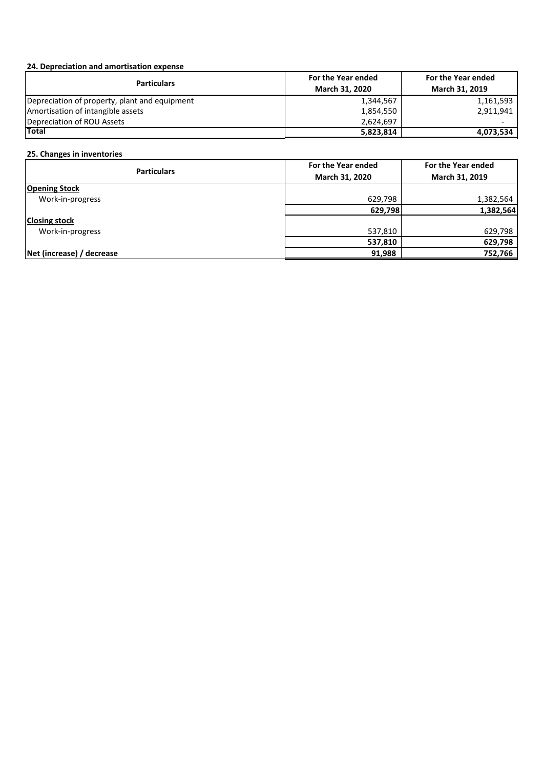### 24. Depreciation and amortisation expense

| Particulars | For the Year ended March 31, 2020 | For the Year ended March 31, 2019 |
|---|---|---|
| Depreciation of property, plant and equipment | 1,344,567 | 1,161,593 |
| Amortisation of intangible assets | 1,854,550 | 2,911,941 |
| Depreciation of ROU Assets | 2,624,697 | - |
| **Total** | **5,823,814** | **4,073,534** |

### 25. Changes in inventories

| Particulars | For the Year ended March 31, 2020 | For the Year ended March 31, 2019 |
|---|---|---|
| **Opening Stock** | | |
| Work-in-progress | 629,798 | 1,382,564 |
| | **629,798** | **1,382,564** |
| **Closing stock** | | |
| Work-in-progress | 537,810 | 629,798 |
| | **537,810** | **629,798** |
| **Net (increase) / decrease** | **91,988** | **752,766** |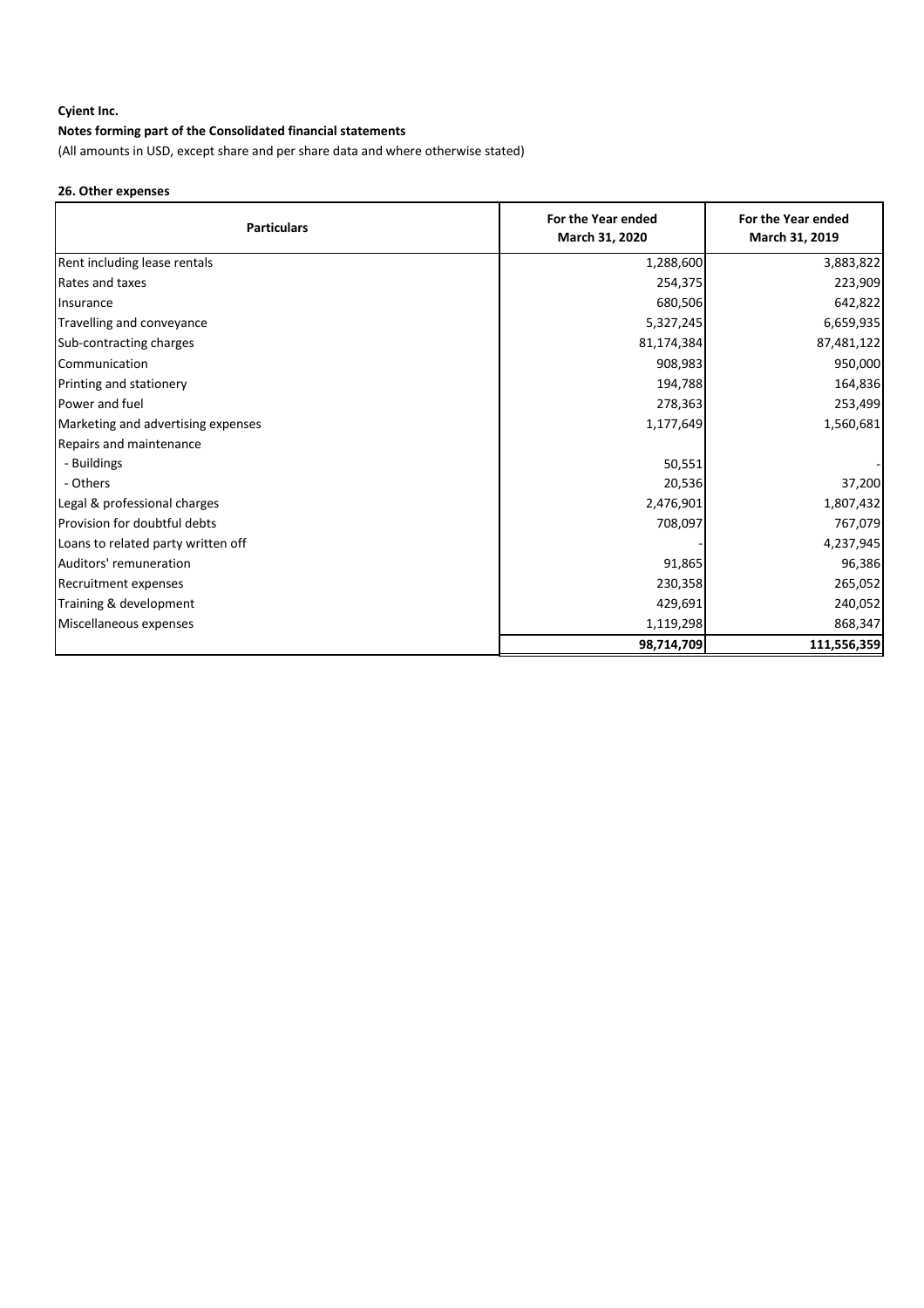**Cyient Inc.**

**Notes forming part of the Consolidated financial statements**

(All amounts in USD, except share and per share data and where otherwise stated)

**26. Other expenses**

| Particulars | For the Year ended March 31, 2020 | For the Year ended March 31, 2019 |
|---|---|---|
| Rent including lease rentals | 1,288,600 | 3,883,822 |
| Rates and taxes | 254,375 | 223,909 |
| Insurance | 680,506 | 642,822 |
| Travelling and conveyance | 5,327,245 | 6,659,935 |
| Sub-contracting charges | 81,174,384 | 87,481,122 |
| Communication | 908,983 | 950,000 |
| Printing and stationery | 194,788 | 164,836 |
| Power and fuel | 278,363 | 253,499 |
| Marketing and advertising expenses | 1,177,649 | 1,560,681 |
| Repairs and maintenance | | |
| - Buildings | 50,551 | - |
| - Others | 20,536 | 37,200 |
| Legal & professional charges | 2,476,901 | 1,807,432 |
| Provision for doubtful debts | 708,097 | 767,079 |
| Loans to related party written off | - | 4,237,945 |
| Auditors' remuneration | 91,865 | 96,386 |
| Recruitment expenses | 230,358 | 265,052 |
| Training & development | 429,691 | 240,052 |
| Miscellaneous expenses | 1,119,298 | 868,347 |
| | **98,714,709** | **111,556,359** |